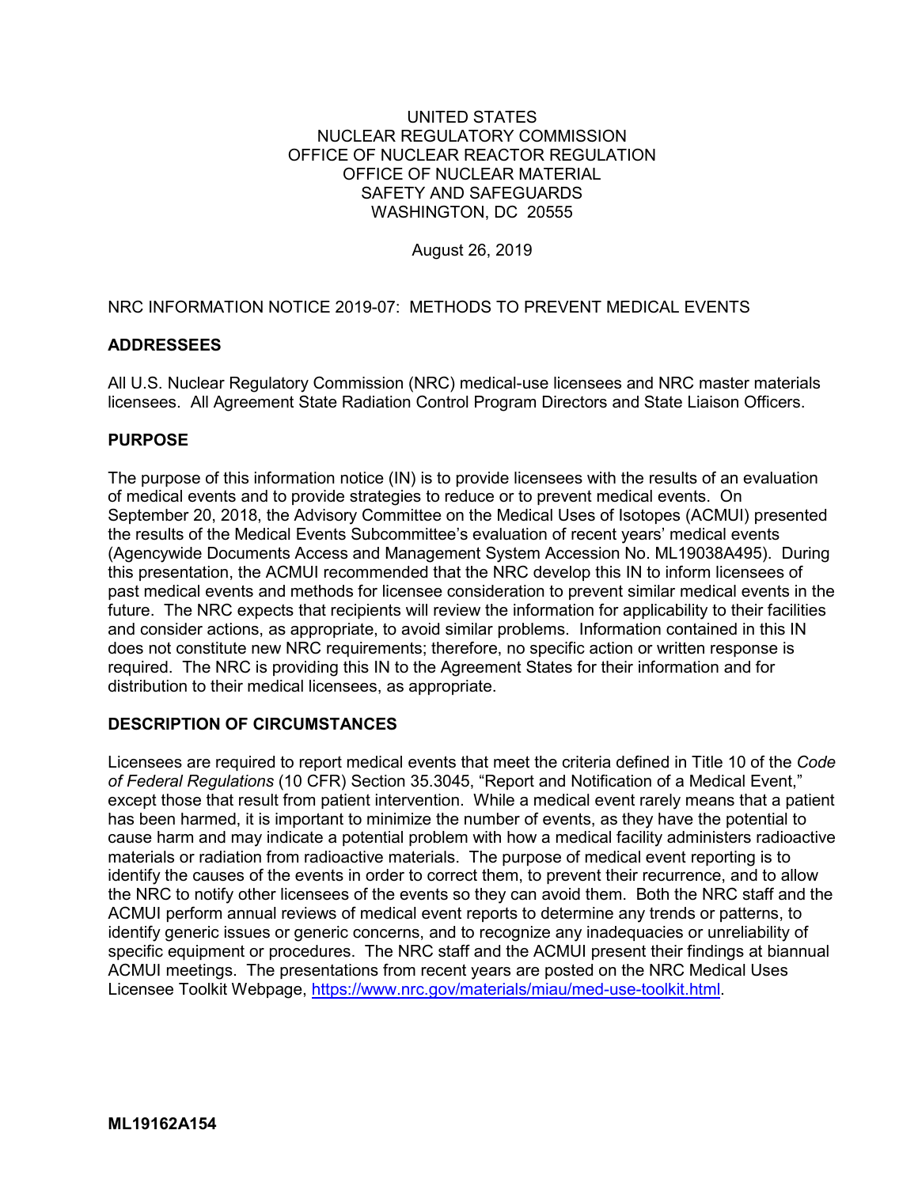UNITED STATES
NUCLEAR REGULATORY COMMISSION
OFFICE OF NUCLEAR REACTOR REGULATION
OFFICE OF NUCLEAR MATERIAL
SAFETY AND SAFEGUARDS
WASHINGTON, DC 20555

August 26, 2019

NRC INFORMATION NOTICE 2019-07: METHODS TO PREVENT MEDICAL EVENTS

## ADDRESSEES

All U.S. Nuclear Regulatory Commission (NRC) medical-use licensees and NRC master materials licensees. All Agreement State Radiation Control Program Directors and State Liaison Officers.

## PURPOSE

The purpose of this information notice (IN) is to provide licensees with the results of an evaluation of medical events and to provide strategies to reduce or to prevent medical events. On September 20, 2018, the Advisory Committee on the Medical Uses of Isotopes (ACMUI) presented the results of the Medical Events Subcommittee's evaluation of recent years' medical events (Agencywide Documents Access and Management System Accession No. ML19038A495). During this presentation, the ACMUI recommended that the NRC develop this IN to inform licensees of past medical events and methods for licensee consideration to prevent similar medical events in the future. The NRC expects that recipients will review the information for applicability to their facilities and consider actions, as appropriate, to avoid similar problems. Information contained in this IN does not constitute new NRC requirements; therefore, no specific action or written response is required. The NRC is providing this IN to the Agreement States for their information and for distribution to their medical licensees, as appropriate.

## DESCRIPTION OF CIRCUMSTANCES

Licensees are required to report medical events that meet the criteria defined in Title 10 of the *Code of Federal Regulations* (10 CFR) Section 35.3045, "Report and Notification of a Medical Event," except those that result from patient intervention. While a medical event rarely means that a patient has been harmed, it is important to minimize the number of events, as they have the potential to cause harm and may indicate a potential problem with how a medical facility administers radioactive materials or radiation from radioactive materials. The purpose of medical event reporting is to identify the causes of the events in order to correct them, to prevent their recurrence, and to allow the NRC to notify other licensees of the events so they can avoid them. Both the NRC staff and the ACMUI perform annual reviews of medical event reports to determine any trends or patterns, to identify generic issues or generic concerns, and to recognize any inadequacies or unreliability of specific equipment or procedures. The NRC staff and the ACMUI present their findings at biannual ACMUI meetings. The presentations from recent years are posted on the NRC Medical Uses Licensee Toolkit Webpage, https://www.nrc.gov/materials/miau/med-use-toolkit.html.

**ML19162A154**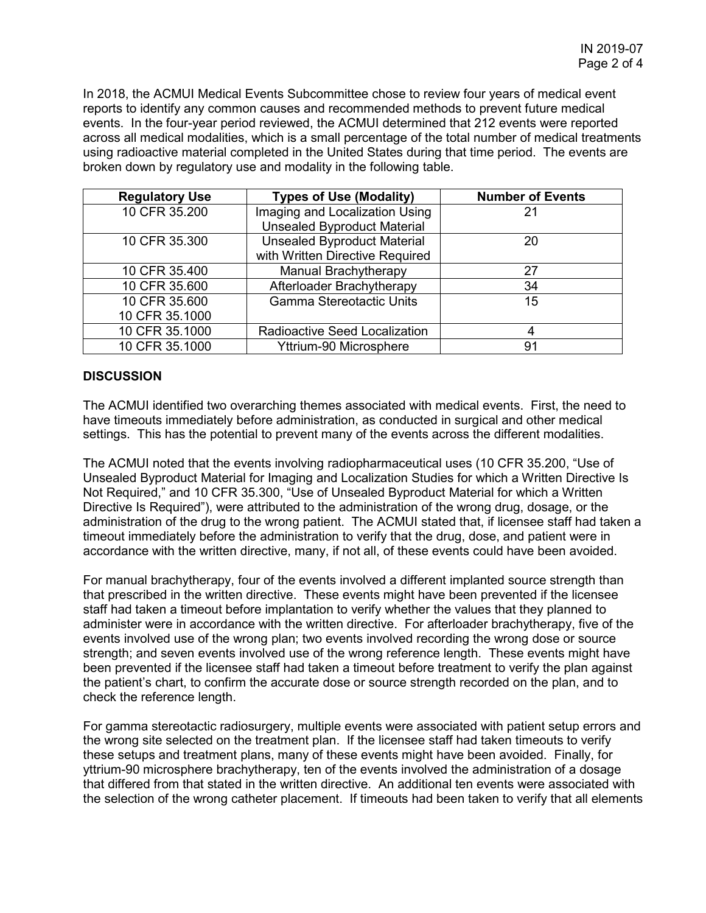In 2018, the ACMUI Medical Events Subcommittee chose to review four years of medical event reports to identify any common causes and recommended methods to prevent future medical events. In the four-year period reviewed, the ACMUI determined that 212 events were reported across all medical modalities, which is a small percentage of the total number of medical treatments using radioactive material completed in the United States during that time period. The events are broken down by regulatory use and modality in the following table.

| Regulatory Use | Types of Use (Modality) | Number of Events |
|---|---|---|
| 10 CFR 35.200 | Imaging and Localization Using Unsealed Byproduct Material | 21 |
| 10 CFR 35.300 | Unsealed Byproduct Material with Written Directive Required | 20 |
| 10 CFR 35.400 | Manual Brachytherapy | 27 |
| 10 CFR 35.600 | Afterloader Brachytherapy | 34 |
| 10 CFR 35.600<br>10 CFR 35.1000 | Gamma Stereotactic Units | 15 |
| 10 CFR 35.1000 | Radioactive Seed Localization | 4 |
| 10 CFR 35.1000 | Yttrium-90 Microsphere | 91 |

## DISCUSSION

The ACMUI identified two overarching themes associated with medical events. First, the need to have timeouts immediately before administration, as conducted in surgical and other medical settings. This has the potential to prevent many of the events across the different modalities.

The ACMUI noted that the events involving radiopharmaceutical uses (10 CFR 35.200, "Use of Unsealed Byproduct Material for Imaging and Localization Studies for which a Written Directive Is Not Required," and 10 CFR 35.300, "Use of Unsealed Byproduct Material for which a Written Directive Is Required"), were attributed to the administration of the wrong drug, dosage, or the administration of the drug to the wrong patient. The ACMUI stated that, if licensee staff had taken a timeout immediately before the administration to verify that the drug, dose, and patient were in accordance with the written directive, many, if not all, of these events could have been avoided.

For manual brachytherapy, four of the events involved a different implanted source strength than that prescribed in the written directive. These events might have been prevented if the licensee staff had taken a timeout before implantation to verify whether the values that they planned to administer were in accordance with the written directive. For afterloader brachytherapy, five of the events involved use of the wrong plan; two events involved recording the wrong dose or source strength; and seven events involved use of the wrong reference length. These events might have been prevented if the licensee staff had taken a timeout before treatment to verify the plan against the patient's chart, to confirm the accurate dose or source strength recorded on the plan, and to check the reference length.

For gamma stereotactic radiosurgery, multiple events were associated with patient setup errors and the wrong site selected on the treatment plan. If the licensee staff had taken timeouts to verify these setups and treatment plans, many of these events might have been avoided. Finally, for yttrium-90 microsphere brachytherapy, ten of the events involved the administration of a dosage that differed from that stated in the written directive. An additional ten events were associated with the selection of the wrong catheter placement. If timeouts had been taken to verify that all elements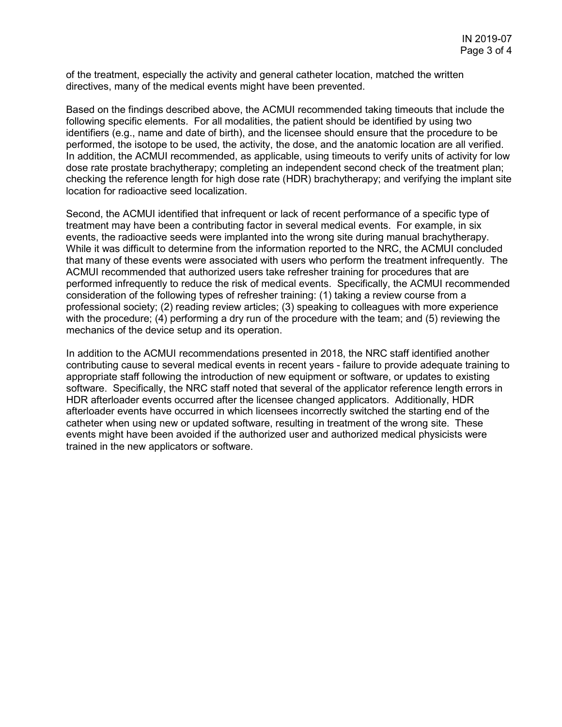of the treatment, especially the activity and general catheter location, matched the written directives, many of the medical events might have been prevented.

Based on the findings described above, the ACMUI recommended taking timeouts that include the following specific elements. For all modalities, the patient should be identified by using two identifiers (e.g., name and date of birth), and the licensee should ensure that the procedure to be performed, the isotope to be used, the activity, the dose, and the anatomic location are all verified. In addition, the ACMUI recommended, as applicable, using timeouts to verify units of activity for low dose rate prostate brachytherapy; completing an independent second check of the treatment plan; checking the reference length for high dose rate (HDR) brachytherapy; and verifying the implant site location for radioactive seed localization.

Second, the ACMUI identified that infrequent or lack of recent performance of a specific type of treatment may have been a contributing factor in several medical events. For example, in six events, the radioactive seeds were implanted into the wrong site during manual brachytherapy. While it was difficult to determine from the information reported to the NRC, the ACMUI concluded that many of these events were associated with users who perform the treatment infrequently. The ACMUI recommended that authorized users take refresher training for procedures that are performed infrequently to reduce the risk of medical events. Specifically, the ACMUI recommended consideration of the following types of refresher training: (1) taking a review course from a professional society; (2) reading review articles; (3) speaking to colleagues with more experience with the procedure; (4) performing a dry run of the procedure with the team; and (5) reviewing the mechanics of the device setup and its operation.

In addition to the ACMUI recommendations presented in 2018, the NRC staff identified another contributing cause to several medical events in recent years - failure to provide adequate training to appropriate staff following the introduction of new equipment or software, or updates to existing software. Specifically, the NRC staff noted that several of the applicator reference length errors in HDR afterloader events occurred after the licensee changed applicators. Additionally, HDR afterloader events have occurred in which licensees incorrectly switched the starting end of the catheter when using new or updated software, resulting in treatment of the wrong site. These events might have been avoided if the authorized user and authorized medical physicists were trained in the new applicators or software.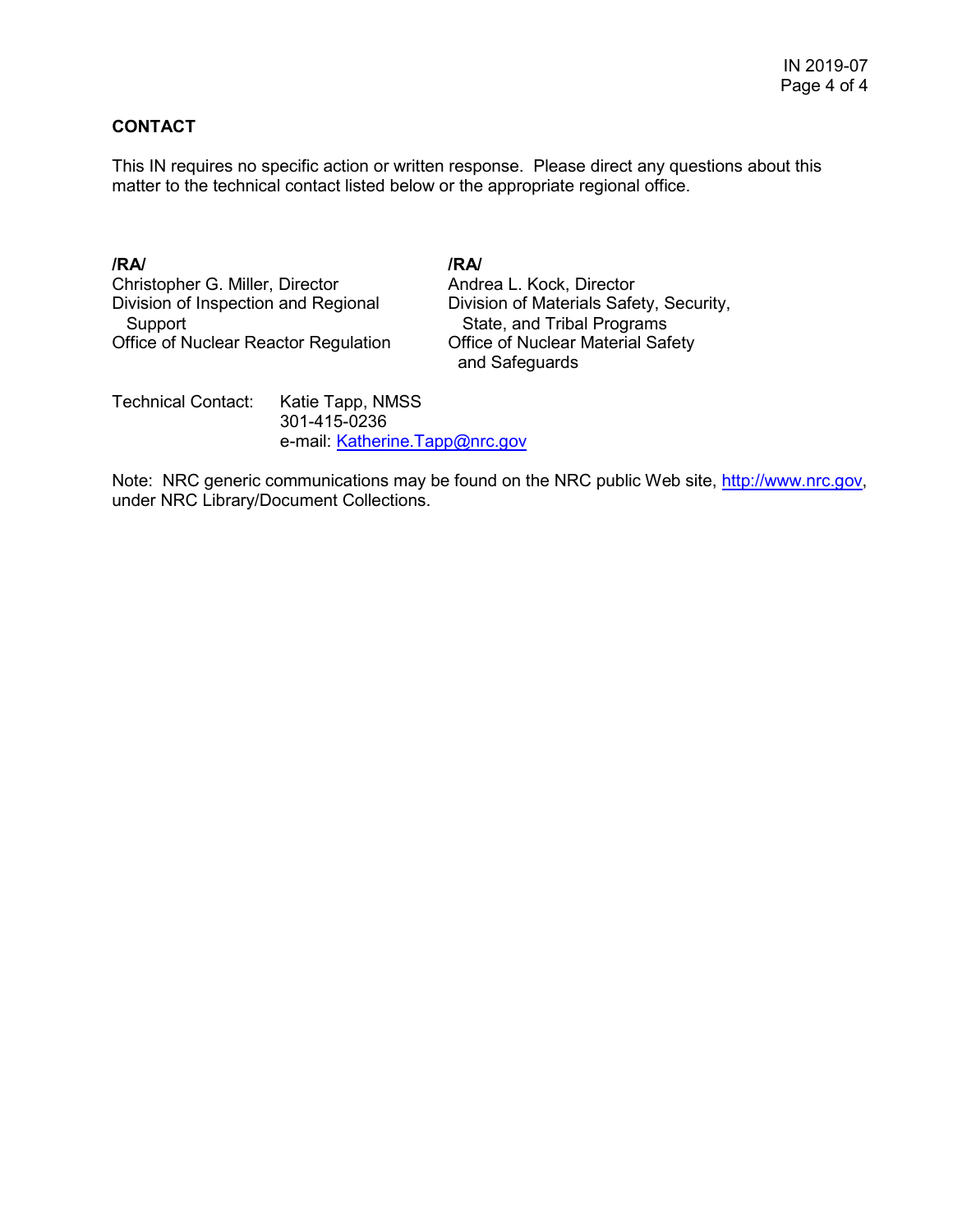## CONTACT

This IN requires no specific action or written response. Please direct any questions about this matter to the technical contact listed below or the appropriate regional office.

**/RA/**
Christopher G. Miller, Director
Division of Inspection and Regional Support
Office of Nuclear Reactor Regulation

**/RA/**
Andrea L. Kock, Director
Division of Materials Safety, Security, State, and Tribal Programs
Office of Nuclear Material Safety and Safeguards

Technical Contact: Katie Tapp, NMSS
301-415-0236
e-mail: Katherine.Tapp@nrc.gov

Note: NRC generic communications may be found on the NRC public Web site, http://www.nrc.gov, under NRC Library/Document Collections.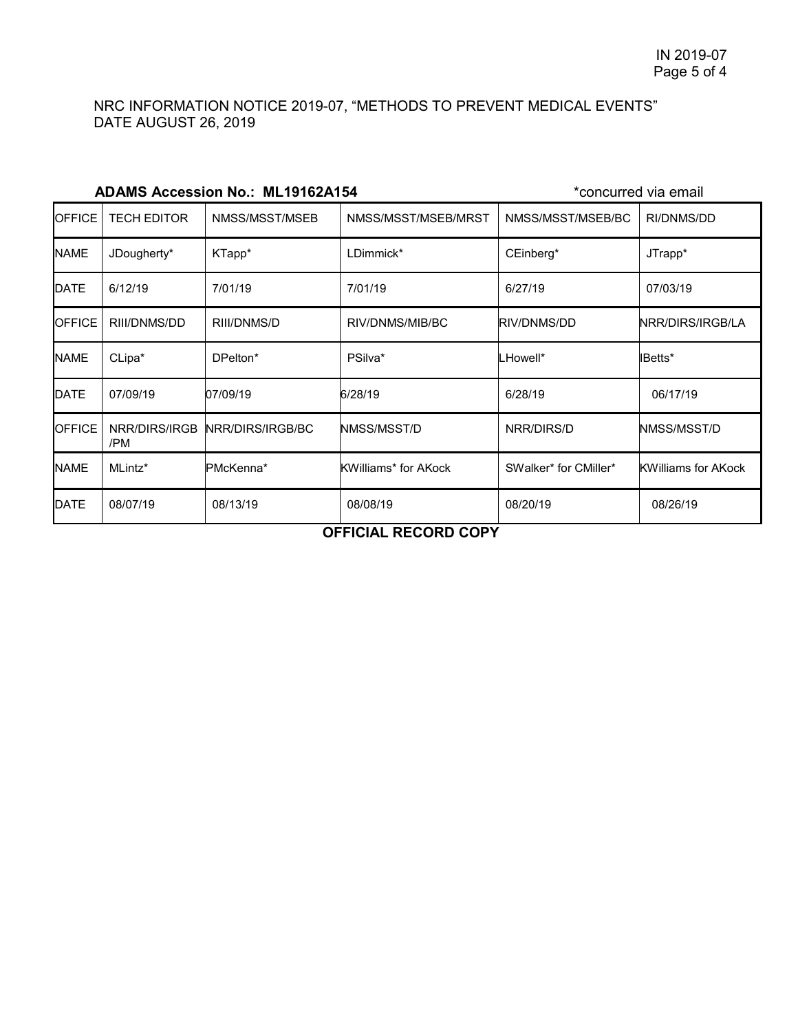NRC INFORMATION NOTICE 2019-07, "METHODS TO PREVENT MEDICAL EVENTS"
DATE AUGUST 26, 2019

**ADAMS Accession No.: ML19162A154** *concurred via email

| OFFICE | TECH EDITOR | NMSS/MSST/MSEB | NMSS/MSST/MSEB/MRST | NMSS/MSST/MSEB/BC | RI/DNMS/DD |
|---|---|---|---|---|---|
| NAME | JDougherty* | KTapp* | LDimmick* | CEinberg* | JTrapp* |
| DATE | 6/12/19 | 7/01/19 | 7/01/19 | 6/27/19 | 07/03/19 |
| OFFICE | RIII/DNMS/DD | RIII/DNMS/D | RIV/DNMS/MIB/BC | RIV/DNMS/DD | NRR/DIRS/IRGB/LA |
| NAME | CLipa* | DPelton* | PSilva* | LHowell* | IBetts* |
| DATE | 07/09/19 | 07/09/19 | 6/28/19 | 6/28/19 | 06/17/19 |
| OFFICE | NRR/DIRS/IRGB/PM | NRR/DIRS/IRGB/BC | NMSS/MSST/D | NRR/DIRS/D | NMSS/MSST/D |
| NAME | MLintz* | PMcKenna* | KWilliams* for AKock | SWalker* for CMiller* | KWilliams for AKock |
| DATE | 08/07/19 | 08/13/19 | 08/08/19 | 08/20/19 | 08/26/19 |

**OFFICIAL RECORD COPY**